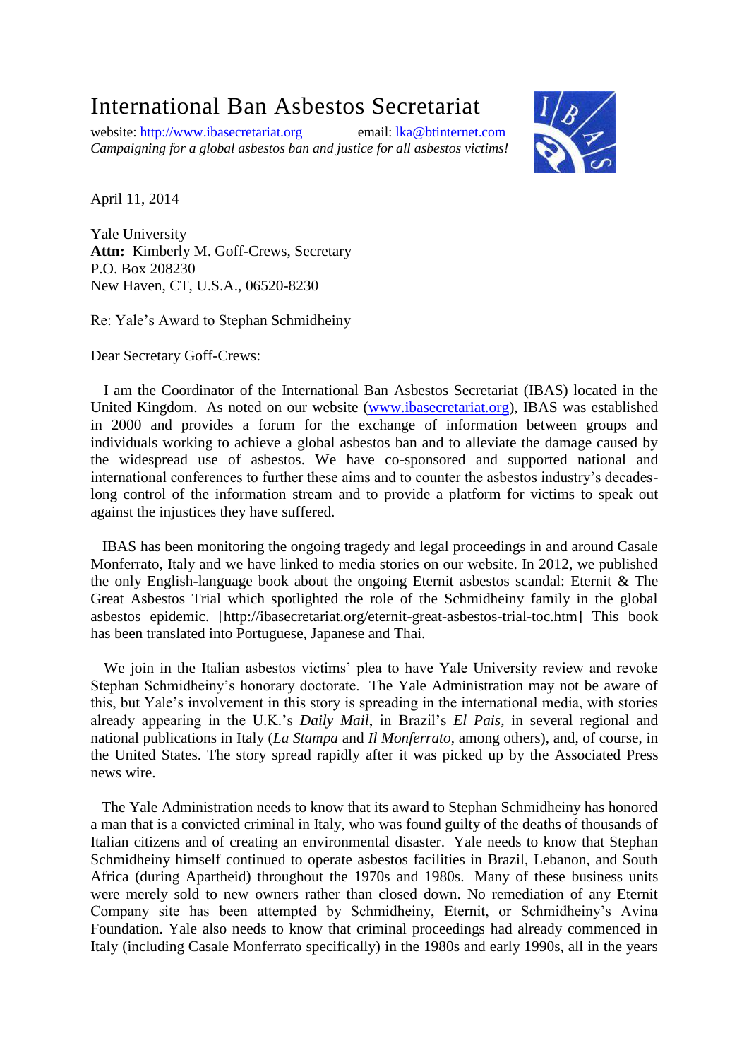# International Ban Asbestos Secretariat

website: [http://www.ibasecretariat.org](http://www.ibasecretariat.org) email: [lka@btinternet.com](mailto:lka@btinternet.com)

*Campaigning for a global asbestos ban and justice for all asbestos victims!*

April 11, 2014

Yale University
**Attn:** Kimberly M. Goff-Crews, Secretary
P.O. Box 208230
New Haven, CT, U.S.A., 06520-8230

Re: Yale's Award to Stephan Schmidheiny

Dear Secretary Goff-Crews:

I am the Coordinator of the International Ban Asbestos Secretariat (IBAS) located in the United Kingdom. As noted on our website ([www.ibasecretariat.org](http://www.ibasecretariat.org)), IBAS was established in 2000 and provides a forum for the exchange of information between groups and individuals working to achieve a global asbestos ban and to alleviate the damage caused by the widespread use of asbestos. We have co-sponsored and supported national and international conferences to further these aims and to counter the asbestos industry's decades-long control of the information stream and to provide a platform for victims to speak out against the injustices they have suffered.

IBAS has been monitoring the ongoing tragedy and legal proceedings in and around Casale Monferrato, Italy and we have linked to media stories on our website. In 2012, we published the only English-language book about the ongoing Eternit asbestos scandal: Eternit & The Great Asbestos Trial which spotlighted the role of the Schmidheiny family in the global asbestos epidemic. [http://ibasecretariat.org/eternit-great-asbestos-trial-toc.htm] This book has been translated into Portuguese, Japanese and Thai.

We join in the Italian asbestos victims' plea to have Yale University review and revoke Stephan Schmidheiny's honorary doctorate. The Yale Administration may not be aware of this, but Yale's involvement in this story is spreading in the international media, with stories already appearing in the U.K.'s *Daily Mail*, in Brazil's *El Pais*, in several regional and national publications in Italy (*La Stampa* and *Il Monferrato*, among others), and, of course, in the United States. The story spread rapidly after it was picked up by the Associated Press news wire.

The Yale Administration needs to know that its award to Stephan Schmidheiny has honored a man that is a convicted criminal in Italy, who was found guilty of the deaths of thousands of Italian citizens and of creating an environmental disaster. Yale needs to know that Stephan Schmidheiny himself continued to operate asbestos facilities in Brazil, Lebanon, and South Africa (during Apartheid) throughout the 1970s and 1980s. Many of these business units were merely sold to new owners rather than closed down. No remediation of any Eternit Company site has been attempted by Schmidheiny, Eternit, or Schmidheiny's Avina Foundation. Yale also needs to know that criminal proceedings had already commenced in Italy (including Casale Monferrato specifically) in the 1980s and early 1990s, all in the years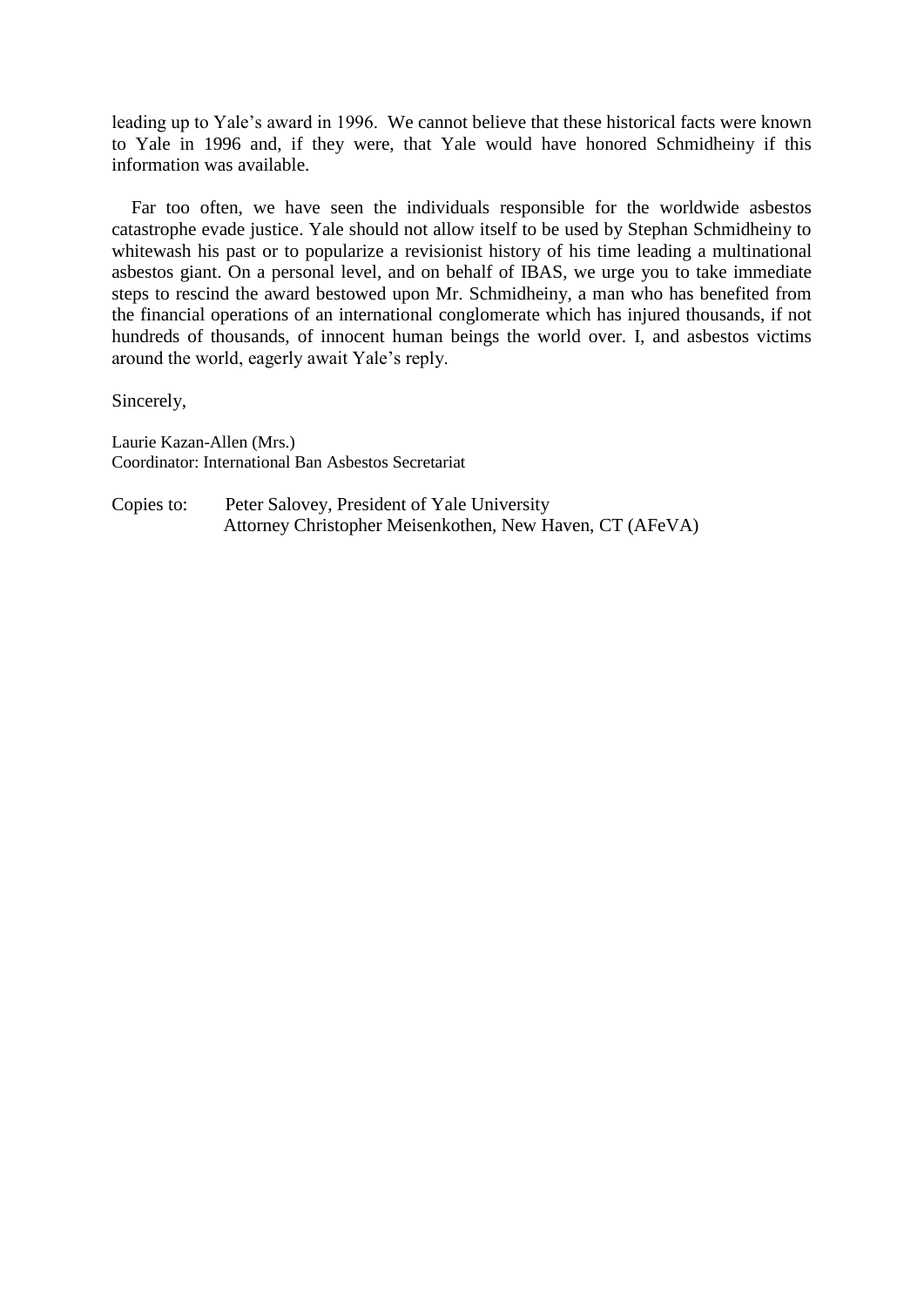leading up to Yale's award in 1996. We cannot believe that these historical facts were known to Yale in 1996 and, if they were, that Yale would have honored Schmidheiny if this information was available.

Far too often, we have seen the individuals responsible for the worldwide asbestos catastrophe evade justice. Yale should not allow itself to be used by Stephan Schmidheiny to whitewash his past or to popularize a revisionist history of his time leading a multinational asbestos giant. On a personal level, and on behalf of IBAS, we urge you to take immediate steps to rescind the award bestowed upon Mr. Schmidheiny, a man who has benefited from the financial operations of an international conglomerate which has injured thousands, if not hundreds of thousands, of innocent human beings the world over. I, and asbestos victims around the world, eagerly await Yale's reply.

Sincerely,

Laurie Kazan-Allen (Mrs.)
Coordinator: International Ban Asbestos Secretariat

Copies to: Peter Salovey, President of Yale University
Attorney Christopher Meisenkothen, New Haven, CT (AFeVA)